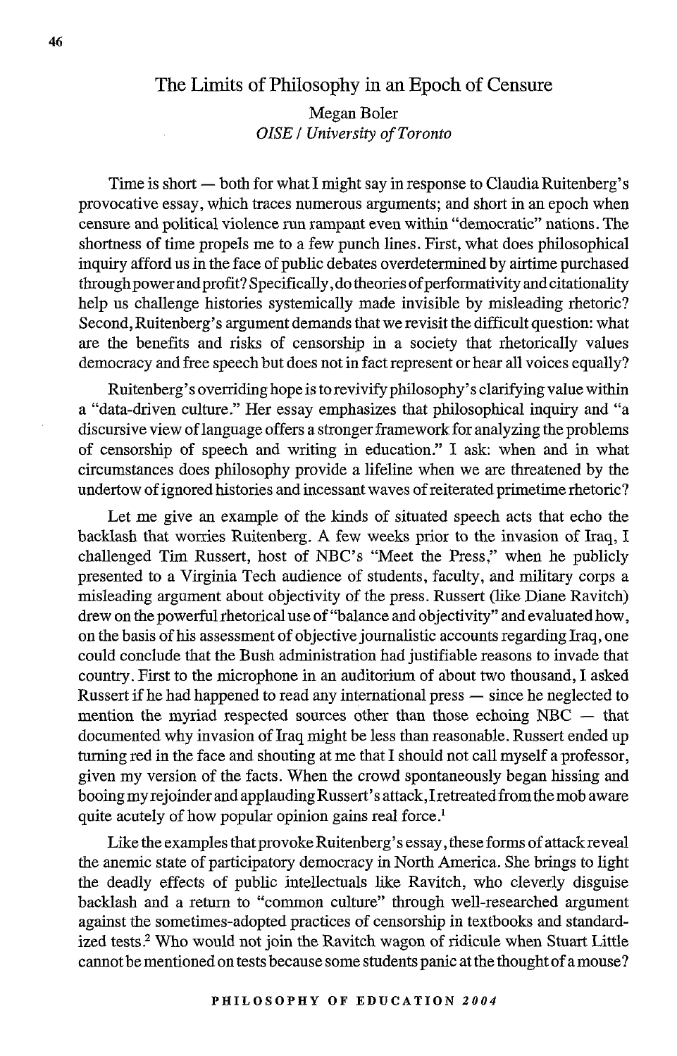# The Limits of Philosophy in an Epoch of Censure

Megan Boler
*OISE / University of Toronto*

Time is short — both for what I might say in response to Claudia Ruitenberg's provocative essay, which traces numerous arguments; and short in an epoch when censure and political violence run rampant even within "democratic" nations. The shortness of time propels me to a few punch lines. First, what does philosophical inquiry afford us in the face of public debates overdetermined by airtime purchased through power and profit? Specifically, do theories of performativity and citationality help us challenge histories systemically made invisible by misleading rhetoric? Second, Ruitenberg's argument demands that we revisit the difficult question: what are the benefits and risks of censorship in a society that rhetorically values democracy and free speech but does not in fact represent or hear all voices equally?

Ruitenberg's overriding hope is to revivify philosophy's clarifying value within a "data-driven culture." Her essay emphasizes that philosophical inquiry and "a discursive view of language offers a stronger framework for analyzing the problems of censorship of speech and writing in education." I ask: when and in what circumstances does philosophy provide a lifeline when we are threatened by the undertow of ignored histories and incessant waves of reiterated primetime rhetoric?

Let me give an example of the kinds of situated speech acts that echo the backlash that worries Ruitenberg. A few weeks prior to the invasion of Iraq, I challenged Tim Russert, host of NBC's "Meet the Press," when he publicly presented to a Virginia Tech audience of students, faculty, and military corps a misleading argument about objectivity of the press. Russert (like Diane Ravitch) drew on the powerful rhetorical use of "balance and objectivity" and evaluated how, on the basis of his assessment of objective journalistic accounts regarding Iraq, one could conclude that the Bush administration had justifiable reasons to invade that country. First to the microphone in an auditorium of about two thousand, I asked Russert if he had happened to read any international press — since he neglected to mention the myriad respected sources other than those echoing NBC — that documented why invasion of Iraq might be less than reasonable. Russert ended up turning red in the face and shouting at me that I should not call myself a professor, given my version of the facts. When the crowd spontaneously began hissing and booing my rejoinder and applauding Russert's attack, I retreated from the mob aware quite acutely of how popular opinion gains real force.[1]

Like the examples that provoke Ruitenberg's essay, these forms of attack reveal the anemic state of participatory democracy in North America. She brings to light the deadly effects of public intellectuals like Ravitch, who cleverly disguise backlash and a return to "common culture" through well-researched argument against the sometimes-adopted practices of censorship in textbooks and standardized tests.[2] Who would not join the Ravitch wagon of ridicule when Stuart Little cannot be mentioned on tests because some students panic at the thought of a mouse?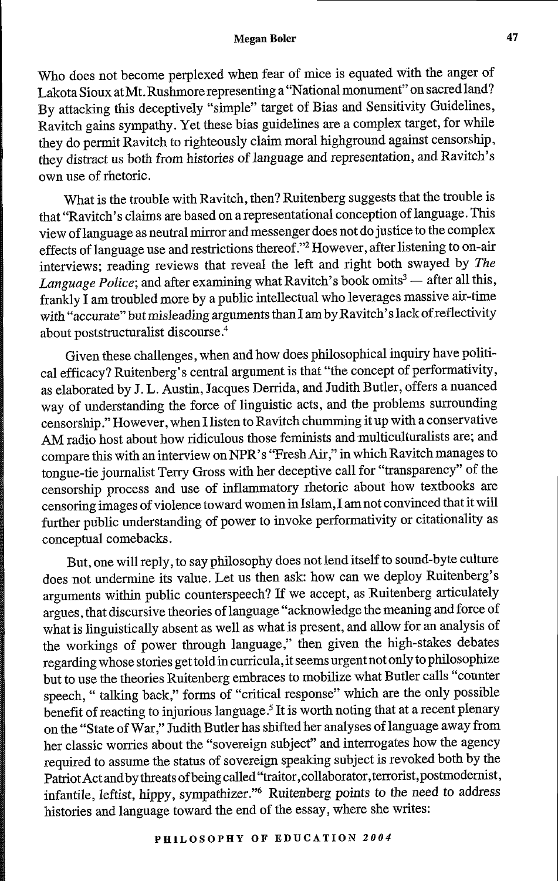Who does not become perplexed when fear of mice is equated with the anger of Lakota Sioux at Mt. Rushmore representing a "National monument" on sacred land? By attacking this deceptively "simple" target of Bias and Sensitivity Guidelines, Ravitch gains sympathy. Yet these bias guidelines are a complex target, for while they do permit Ravitch to righteously claim moral highground against censorship, they distract us both from histories of language and representation, and Ravitch's own use of rhetoric.

What is the trouble with Ravitch, then? Ruitenberg suggests that the trouble is that "Ravitch's claims are based on a representational conception of language. This view of language as neutral mirror and messenger does not do justice to the complex effects of language use and restrictions thereof."[2] However, after listening to on-air interviews; reading reviews that reveal the left and right both swayed by *The Language Police*; and after examining what Ravitch's book omits[3] — after all this, frankly I am troubled more by a public intellectual who leverages massive air-time with "accurate" but *misleading* arguments than I am by Ravitch's lack of reflectivity about poststructuralist discourse.[4]

Given these challenges, when and how does philosophical inquiry have political efficacy? Ruitenberg's central argument is that "the concept of performativity, as elaborated by J. L. Austin, Jacques Derrida, and Judith Butler, offers a nuanced way of understanding the force of linguistic acts, and the problems surrounding censorship." However, when I listen to Ravitch chumming it up with a conservative AM radio host about how ridiculous those feminists and multiculturalists are; and compare this with an interview on NPR's "Fresh Air," in which Ravitch manages to tongue-tie journalist Terry Gross with her deceptive call for "transparency" of the censorship process and use of inflammatory rhetoric about how textbooks are censoring images of violence toward women in Islam, I am not convinced that it will further public understanding of power to invoke performativity or citationality as conceptual comebacks.

But, one will reply, to say philosophy does not lend itself to sound-byte culture does not undermine its value. Let us then ask: how can we deploy Ruitenberg's arguments within public counterspeech? If we accept, as Ruitenberg articulately argues, that discursive theories of language "acknowledge the meaning and force of what is linguistically absent as well as what is present, and allow for an analysis of the workings of power through language," then given the high-stakes debates regarding whose stories get told in curricula, it seems urgent not only to philosophize but to use the theories Ruitenberg embraces to mobilize what Butler calls "counter speech, " talking back," forms of "critical response" which are the only possible benefit of reacting to injurious language.[5] It is worth noting that at a recent plenary on the "State of War," Judith Butler has shifted her analyses of language away from her classic worries about the "sovereign subject" and interrogates how the agency required to assume the status of sovereign speaking subject is revoked both by the Patriot Act and by threats of being called "traitor, collaborator, terrorist, postmodernist, infantile, leftist, hippy, sympathizer."[6] Ruitenberg points to the need to address histories and language toward the end of the essay, where she writes: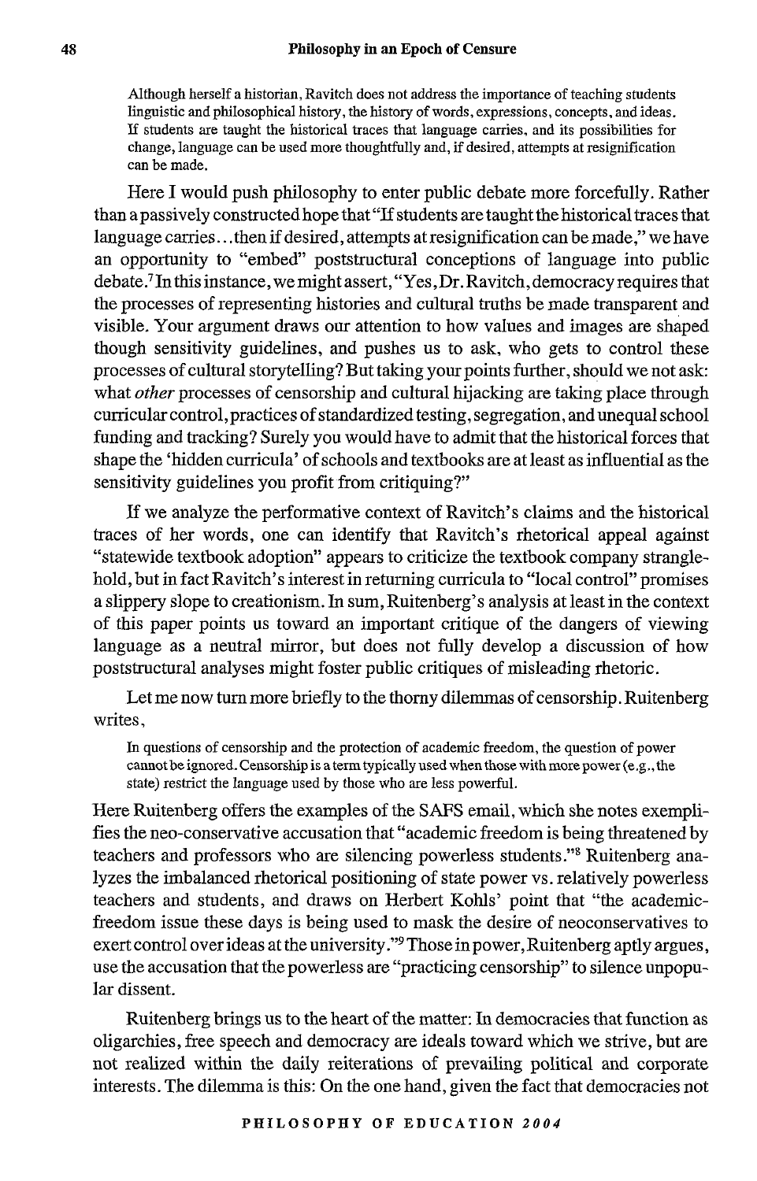> Although herself a historian, Ravitch does not address the importance of teaching students linguistic and philosophical history, the history of words, expressions, concepts, and ideas. If students are taught the historical traces that language carries, and its possibilities for change, language can be used more thoughtfully and, if desired, attempts at resignification can be made.

Here I would push philosophy to enter public debate more forcefully. Rather than a passively constructed hope that "If students are taught the historical traces that language carries...then if desired, attempts at resignification can be made," we have an opportunity to "embed" poststructural conceptions of language into public debate.[7] In this instance, we might assert, "Yes, Dr. Ravitch, democracy requires that the processes of representing histories and cultural truths be made transparent and visible. Your argument draws our attention to how values and images are shaped though sensitivity guidelines, and pushes us to ask, who gets to control these processes of cultural storytelling? But taking your points further, should we not ask: what *other* processes of censorship and cultural hijacking are taking place through curricular control, practices of standardized testing, segregation, and unequal school funding and tracking? Surely you would have to admit that the historical forces that shape the 'hidden curricula' of schools and textbooks are at least as influential as the sensitivity guidelines you profit from critiquing?"

If we analyze the performative context of Ravitch's claims and the historical traces of her words, one can identify that Ravitch's rhetorical appeal against "statewide textbook adoption" appears to criticize the textbook company stranglehold, but in fact Ravitch's interest in returning curricula to "local control" promises a slippery slope to creationism. In sum, Ruitenberg's analysis at least in the context of this paper points us toward an important critique of the dangers of viewing language as a neutral mirror, but does not fully develop a discussion of how poststructural analyses might foster public critiques of misleading rhetoric.

Let me now turn more briefly to the thorny dilemmas of censorship. Ruitenberg writes,

> In questions of censorship and the protection of academic freedom, the question of power cannot be ignored. Censorship is a term typically used when those with more power (e.g., the state) restrict the language used by those who are less powerful.

Here Ruitenberg offers the examples of the SAFS email, which she notes exemplifies the neo-conservative accusation that "academic freedom is being threatened by teachers and professors who are silencing powerless students."[8] Ruitenberg analyzes the imbalanced rhetorical positioning of state power vs. relatively powerless teachers and students, and draws on Herbert Kohls' point that "the academic-freedom issue these days is being used to mask the desire of neoconservatives to exert control over ideas at the university."[9] Those in power, Ruitenberg aptly argues, use the accusation that the powerless are "practicing censorship" to silence unpopular dissent.

Ruitenberg brings us to the heart of the matter: In democracies that function as oligarchies, free speech and democracy are ideals toward which we strive, but are not realized within the daily reiterations of prevailing political and corporate interests. The dilemma is this: On the one hand, given the fact that democracies not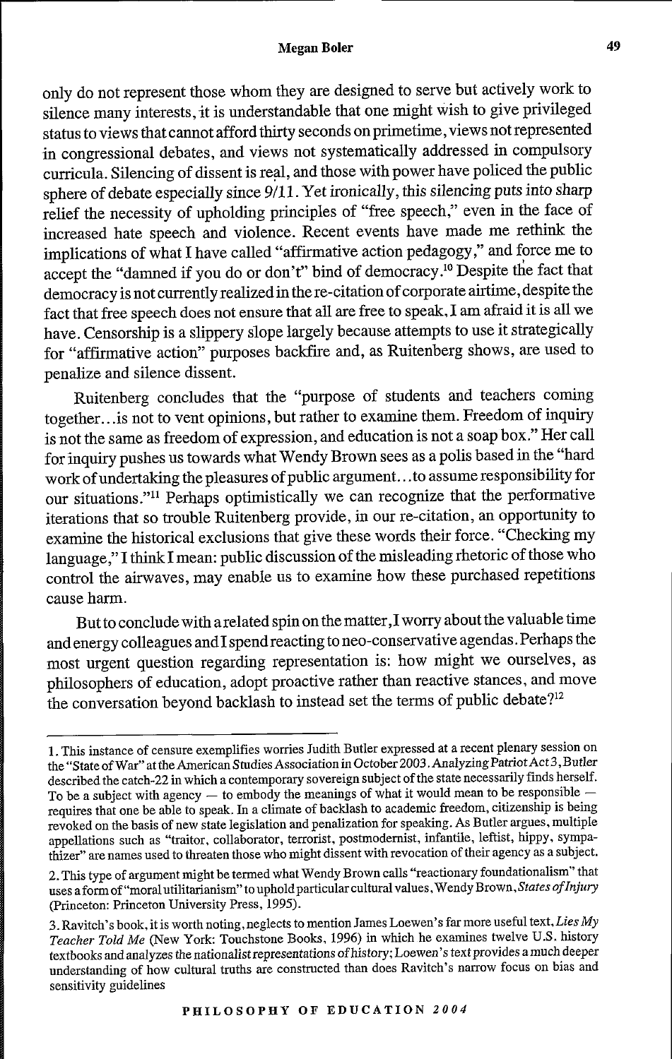only do not represent those whom they are designed to serve but actively work to silence many interests, it is understandable that one might wish to give privileged status to views that cannot afford thirty seconds on primetime, views not represented in congressional debates, and views not systematically addressed in compulsory curricula. Silencing of dissent is real, and those with power have policed the public sphere of debate especially since 9/11. Yet ironically, this silencing puts into sharp relief the necessity of upholding principles of "free speech," even in the face of increased hate speech and violence. Recent events have made me rethink the implications of what I have called "affirmative action pedagogy," and force me to accept the "damned if you do or don't" bind of democracy.[10] Despite the fact that democracy is not currently realized in the re-citation of corporate airtime, despite the fact that free speech does not ensure that all are free to speak, I am afraid it is all we have. Censorship is a slippery slope largely because attempts to use it strategically for "affirmative action" purposes backfire and, as Ruitenberg shows, are used to penalize and silence dissent.

Ruitenberg concludes that the "purpose of students and teachers coming together...is not to vent opinions, but rather to examine them. Freedom of inquiry is not the same as freedom of expression, and education is not a soap box." Her call for inquiry pushes us towards what Wendy Brown sees as a polis based in the "hard work of undertaking the pleasures of public argument...to assume responsibility for our situations."[11] Perhaps optimistically we can recognize that the performative iterations that so trouble Ruitenberg provide, in our re-citation, an opportunity to examine the historical exclusions that give these words their force. "Checking my language," I think I mean: public discussion of the misleading rhetoric of those who control the airwaves, may enable us to examine how these purchased repetitions cause harm.

But to conclude with a related spin on the matter, I worry about the valuable time and energy colleagues and I spend reacting to neo-conservative agendas. Perhaps the most urgent question regarding representation is: how might we ourselves, as philosophers of education, adopt proactive rather than reactive stances, and move the conversation beyond backlash to instead set the terms of public debate?[12]

---

1. This instance of censure exemplifies worries Judith Butler expressed at a recent plenary session on the "State of War" at the American Studies Association in October 2003. Analyzing Patriot Act 3, Butler described the catch-22 in which a contemporary sovereign subject of the state necessarily finds herself. To be a subject with agency — to embody the meanings of what it would mean to be responsible — requires that one be able to speak. In a climate of backlash to academic freedom, citizenship is being revoked on the basis of new state legislation and penalization for speaking. As Butler argues, multiple appellations such as "traitor, collaborator, terrorist, postmodernist, infantile, leftist, hippy, sympathizer" are names used to threaten those who might dissent with revocation of their agency as a subject.

2. This type of argument might be termed what Wendy Brown calls "reactionary foundationalism" that uses a form of "moral utilitarianism" to uphold particular cultural values, Wendy Brown, *States of Injury* (Princeton: Princeton University Press, 1995).

3. Ravitch's book, it is worth noting, neglects to mention James Loewen's far more useful text, *Lies My Teacher Told Me* (New York: Touchstone Books, 1996) in which he examines twelve U.S. history textbooks and analyzes the nationalist representations of history; Loewen's text provides a much deeper understanding of how cultural truths are constructed than does Ravitch's narrow focus on bias and sensitivity guidelines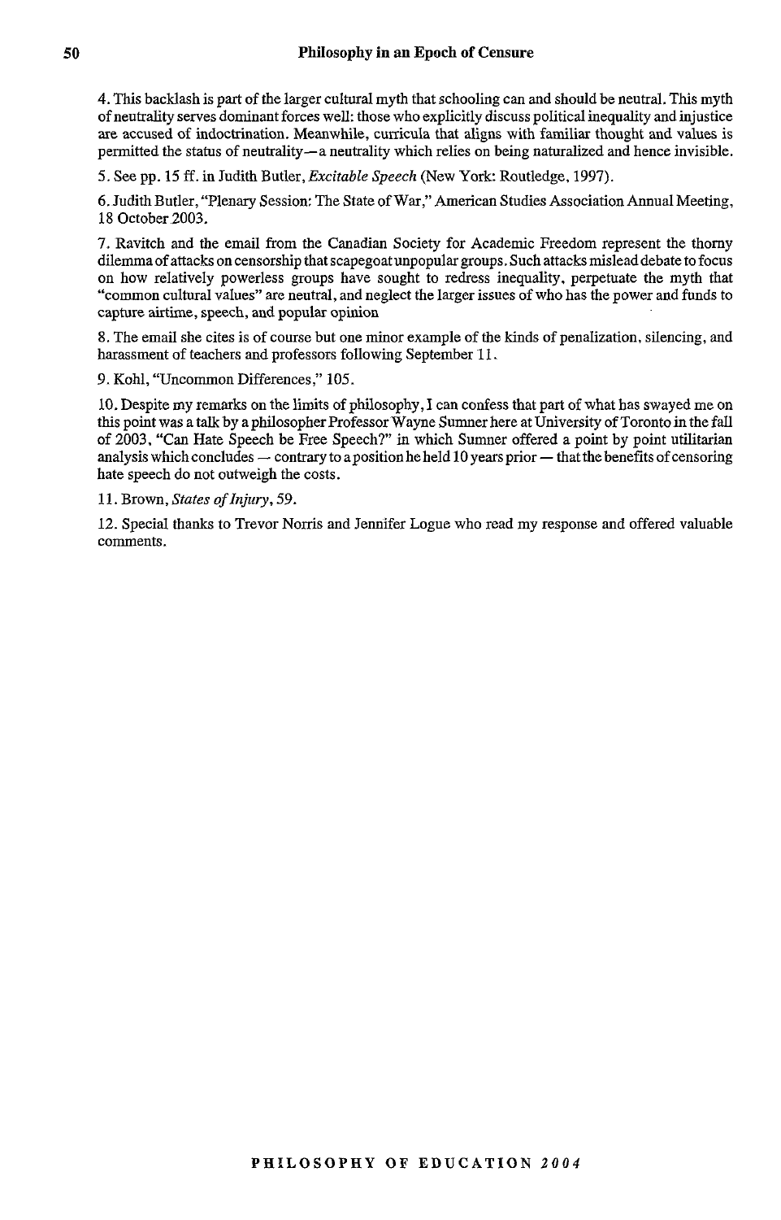4. This backlash is part of the larger cultural myth that schooling can and should be neutral. This myth of neutrality serves dominant forces well: those who explicitly discuss political inequality and injustice are accused of indoctrination. Meanwhile, curricula that aligns with familiar thought and values is permitted the status of neutrality—a neutrality which relies on being naturalized and hence invisible.

5. See pp. 15 ff. in Judith Butler, *Excitable Speech* (New York: Routledge, 1997).

6. Judith Butler, "Plenary Session: The State of War," American Studies Association Annual Meeting, 18 October 2003.

7. Ravitch and the email from the Canadian Society for Academic Freedom represent the thorny dilemma of attacks on censorship that scapegoat unpopular groups. Such attacks mislead debate to focus on how relatively powerless groups have sought to redress inequality, perpetuate the myth that "common cultural values" are neutral, and neglect the larger issues of who has the power and funds to capture airtime, speech, and popular opinion

8. The email she cites is of course but one minor example of the kinds of penalization, silencing, and harassment of teachers and professors following September 11.

9. Kohl, "Uncommon Differences," 105.

10. Despite my remarks on the limits of philosophy, I can confess that part of what has swayed me on this point was a talk by a philosopher Professor Wayne Sumner here at University of Toronto in the fall of 2003, "Can Hate Speech be Free Speech?" in which Sumner offered a point by point utilitarian analysis which concludes — contrary to a position he held 10 years prior — that the benefits of censoring hate speech do not outweigh the costs.

11. Brown, *States of Injury*, 59.

12. Special thanks to Trevor Norris and Jennifer Logue who read my response and offered valuable comments.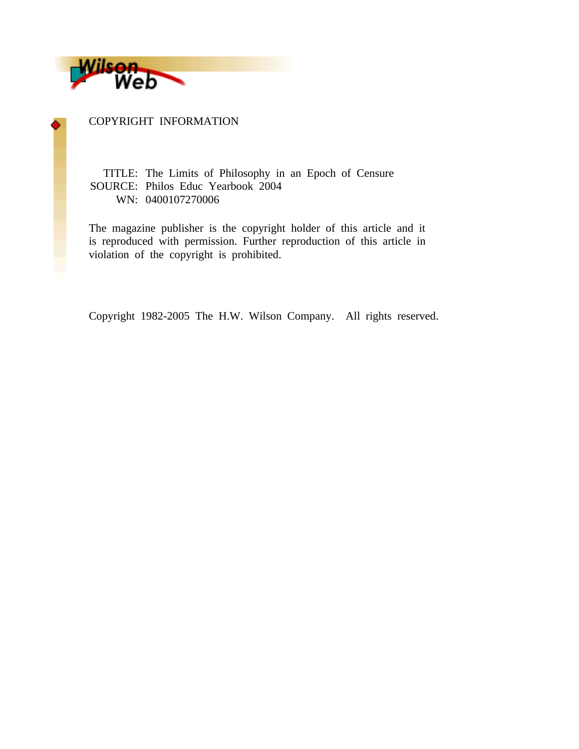COPYRIGHT INFORMATION

TITLE: The Limits of Philosophy in an Epoch of Censure
SOURCE: Philos Educ Yearbook 2004
WN: 0400107270006

The magazine publisher is the copyright holder of this article and it is reproduced with permission. Further reproduction of this article in violation of the copyright is prohibited.

Copyright 1982-2005 The H.W. Wilson Company. All rights reserved.